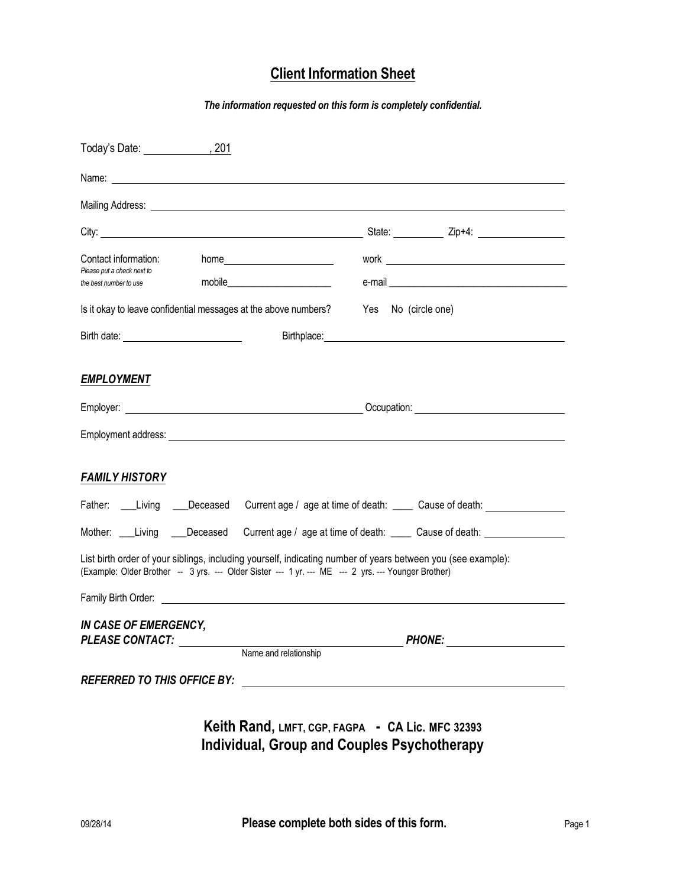# Client Information Sheet

***The information requested on this form is completely confidential.***

Today's Date: ____________, 201

Name: ____________________________________________________________

Mailing Address: ____________________________________________________

City: ________________________________ State: __________ Zip+4: ______________

Contact information: home____________________ work ______________________________

*Please put a check next to the best number to use*

mobile____________________ e-mail ______________________________

Is it okay to leave confidential messages at the above numbers? Yes No (circle one)

Birth date: ____________________ Birthplace: ________________________________

## *EMPLOYMENT*

Employer: ______________________________ Occupation: ______________________

Employment address: __________________________________________________

## *FAMILY HISTORY*

Father: ___Living ___Deceased Current age / age at time of death: ____ Cause of death: ____________

Mother: ___Living ___Deceased Current age / age at time of death: ____ Cause of death: ____________

List birth order of your siblings, including yourself, indicating number of years between you (see example):
(Example: Older Brother -- 3 yrs. --- Older Sister --- 1 yr. --- ME --- 2 yrs. --- Younger Brother)

Family Birth Order: __________________________________________________

***IN CASE OF EMERGENCY, PLEASE CONTACT:*** ______________________________ ***PHONE:*** ________________

Name and relationship

***REFERRED TO THIS OFFICE BY:*** ______________________________________

**Keith Rand, LMFT, CGP, FAGPA - CA Lic. MFC 32393**
**Individual, Group and Couples Psychotherapy**

09/28/14

**Please complete both sides of this form.**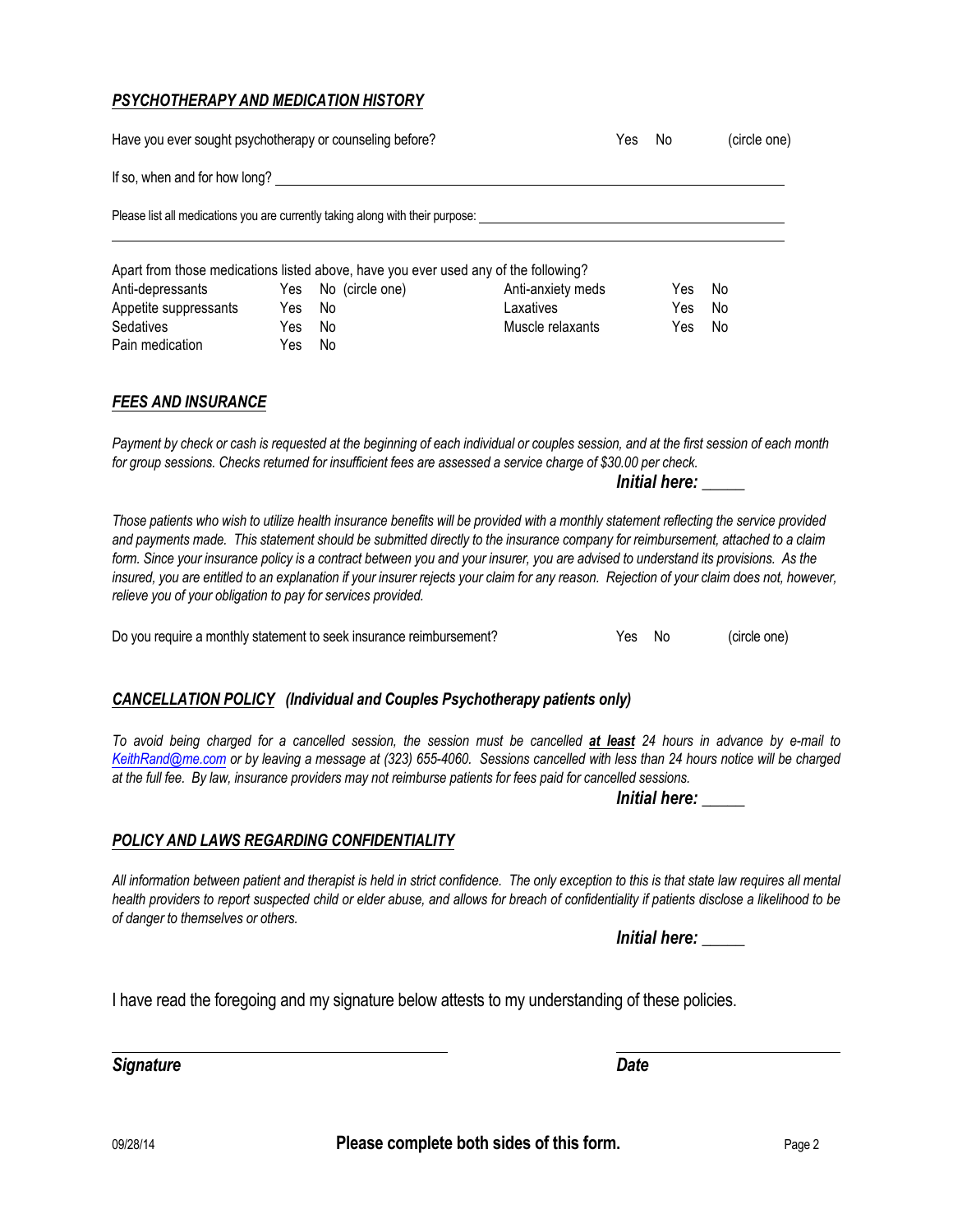## ***PSYCHOTHERAPY AND MEDICATION HISTORY***

Have you ever sought psychotherapy or counseling before? Yes No (circle one)

If so, when and for how long? ______________________________________________

Please list all medications you are currently taking along with their purpose: ______________________________________________

______________________________________________

Apart from those medications listed above, have you ever used any of the following?

| | | | | |
|---|---|---|---|---|
| Anti-depressants | Yes No (circle one) | | Anti-anxiety meds | Yes No |
| Appetite suppressants | Yes No | | Laxatives | Yes No |
| Sedatives | Yes No | | Muscle relaxants | Yes No |
| Pain medication | Yes No | | | |

## ***FEES AND INSURANCE***

*Payment by check or cash is requested at the beginning of each individual or couples session, and at the first session of each month for group sessions. Checks returned for insufficient fees are assessed a service charge of $30.00 per check.*

***Initial here:*** _____

*Those patients who wish to utilize health insurance benefits will be provided with a monthly statement reflecting the service provided and payments made. This statement should be submitted directly to the insurance company for reimbursement, attached to a claim form. Since your insurance policy is a contract between you and your insurer, you are advised to understand its provisions. As the insured, you are entitled to an explanation if your insurer rejects your claim for any reason. Rejection of your claim does not, however, relieve you of your obligation to pay for services provided.*

Do you require a monthly statement to seek insurance reimbursement? Yes No (circle one)

## ***CANCELLATION POLICY*** ***(Individual and Couples Psychotherapy patients only)***

*To avoid being charged for a cancelled session, the session must be cancelled **at least** 24 hours in advance by e-mail to KeithRand@me.com or by leaving a message at (323) 655-4060. Sessions cancelled with less than 24 hours notice will be charged at the full fee. By law, insurance providers may not reimburse patients for fees paid for cancelled sessions.*

***Initial here:*** _____

## ***POLICY AND LAWS REGARDING CONFIDENTIALITY***

*All information between patient and therapist is held in strict confidence. The only exception to this is that state law requires all mental health providers to report suspected child or elder abuse, and allows for breach of confidentiality if patients disclose a likelihood to be of danger to themselves or others.*

***Initial here:*** _____

I have read the foregoing and my signature below attests to my understanding of these policies.

______________________________ ______________________

***Signature*** ***Date***

09/28/14 **Please complete both sides of this form.**